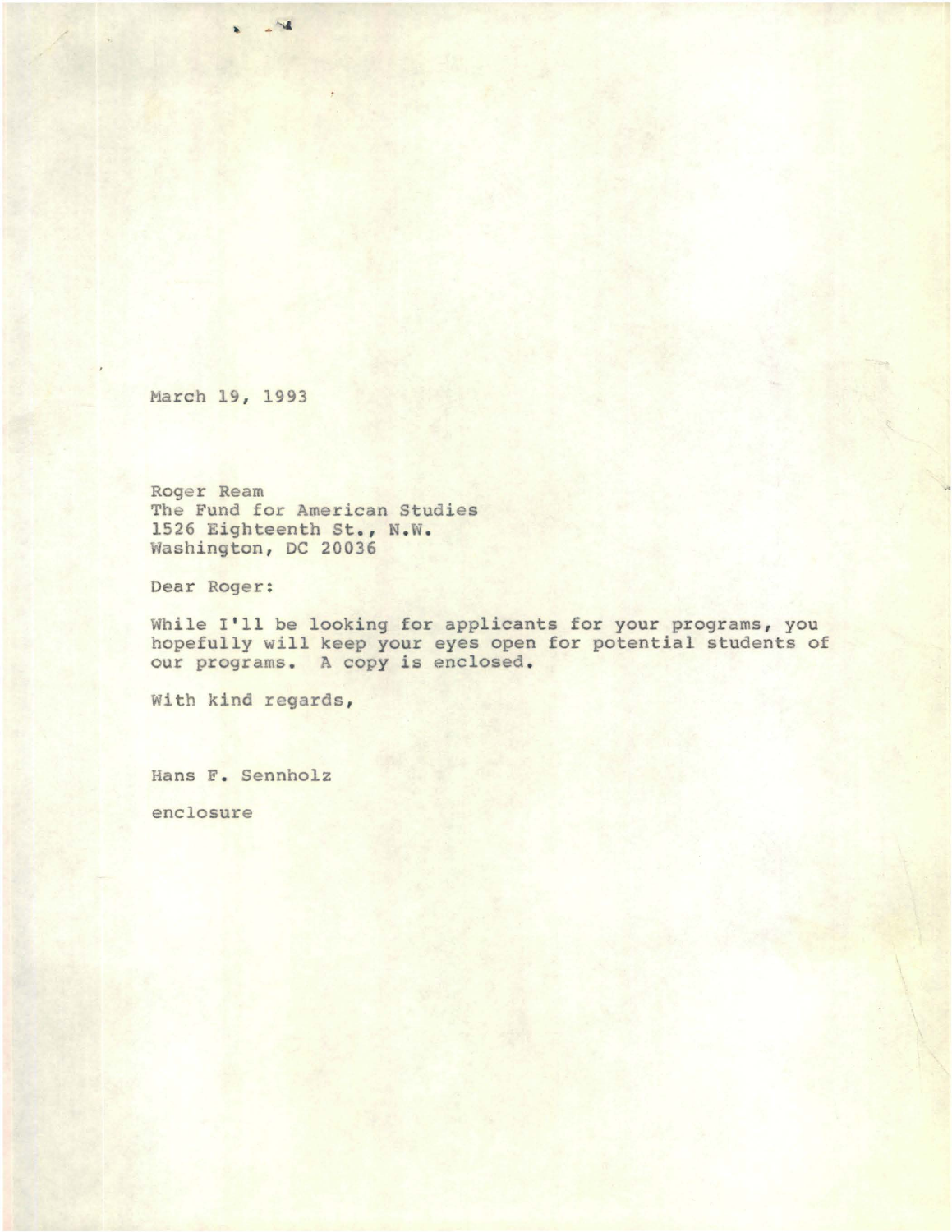March 19, 1993

Roger Ream  
The Fund for American Studies  
1526 Eighteenth St., N.W.  
Washington, DC 20036

Dear Roger:

While I'll be looking for applicants for your programs, you hopefully will keep your eyes open for potential students of our programs. A copy is enclosed.

With kind regards,

Hans F. Sennholz

enclosure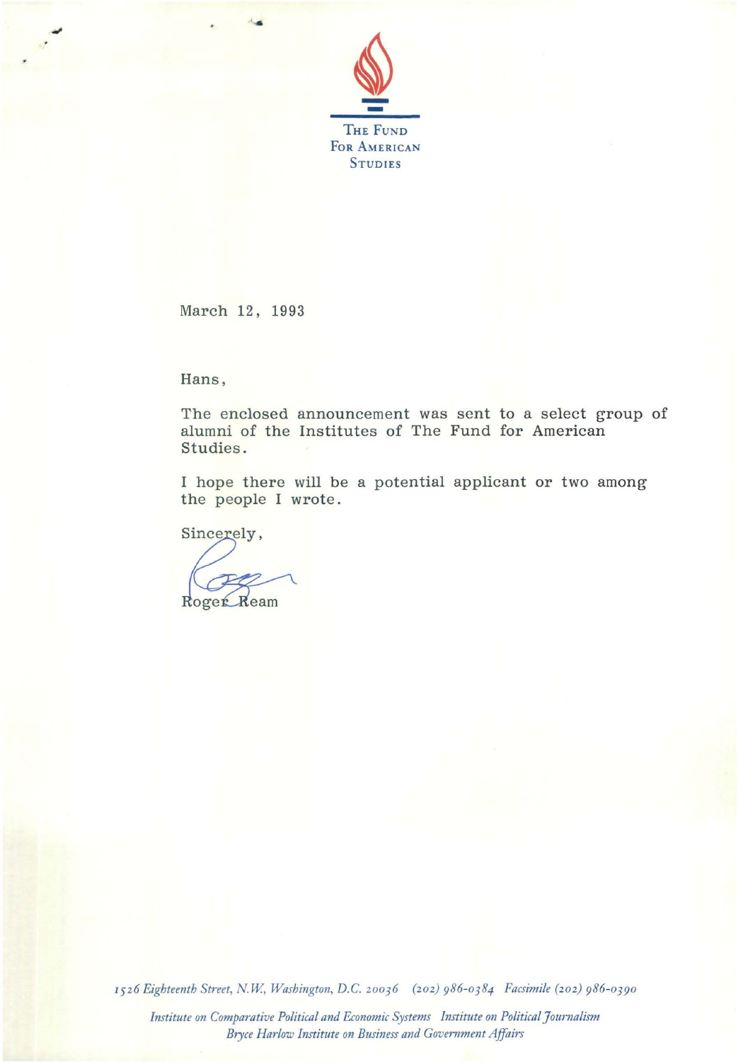THE FUND
FOR AMERICAN
STUDIES

March 12, 1993

Hans,

The enclosed announcement was sent to a select group of alumni of the Institutes of The Fund for American Studies.

I hope there will be a potential applicant or two among the people I wrote.

Sincerely,

Roger Ream

*1526 Eighteenth Street, N.W., Washington, D.C. 20036 (202) 986-0384 Facsimile (202) 986-0390*

*Institute on Comparative Political and Economic Systems Institute on Political Journalism*
*Bryce Harlow Institute on Business and Government Affairs*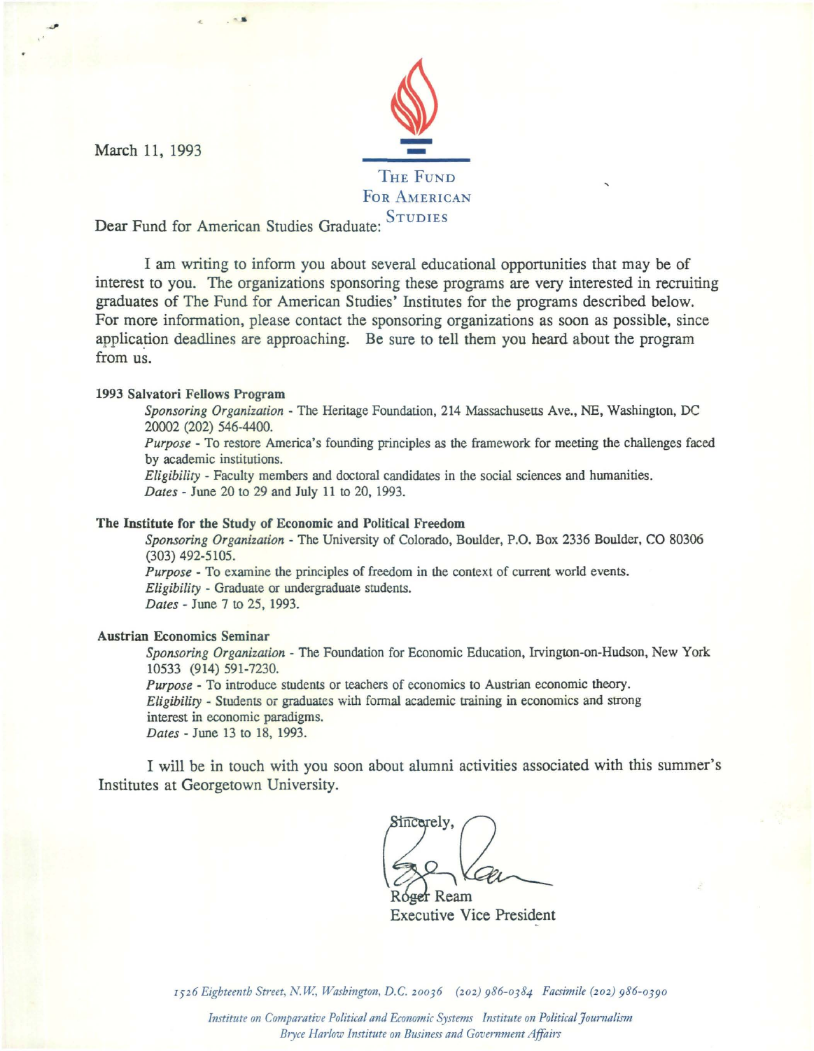March 11, 1993

THE FUND FOR AMERICAN STUDIES

Dear Fund for American Studies Graduate:

I am writing to inform you about several educational opportunities that may be of interest to you. The organizations sponsoring these programs are very interested in recruiting graduates of The Fund for American Studies' Institutes for the programs described below. For more information, please contact the sponsoring organizations as soon as possible, since application deadlines are approaching. Be sure to tell them you heard about the program from us.

**1993 Salvatori Fellows Program**

*Sponsoring Organization* - The Heritage Foundation, 214 Massachusetts Ave., NE, Washington, DC 20002 (202) 546-4400.
*Purpose* - To restore America's founding principles as the framework for meeting the challenges faced by academic institutions.
*Eligibility* - Faculty members and doctoral candidates in the social sciences and humanities.
*Dates* - June 20 to 29 and July 11 to 20, 1993.

**The Institute for the Study of Economic and Political Freedom**

*Sponsoring Organization* - The University of Colorado, Boulder, P.O. Box 2336 Boulder, CO 80306 (303) 492-5105.
*Purpose* - To examine the principles of freedom in the context of current world events.
*Eligibility* - Graduate or undergraduate students.
*Dates* - June 7 to 25, 1993.

**Austrian Economics Seminar**

*Sponsoring Organization* - The Foundation for Economic Education, Irvington-on-Hudson, New York 10533 (914) 591-7230.
*Purpose* - To introduce students or teachers of economics to Austrian economic theory.
*Eligibility* - Students or graduates with formal academic training in economics and strong interest in economic paradigms.
*Dates* - June 13 to 18, 1993.

I will be in touch with you soon about alumni activities associated with this summer's Institutes at Georgetown University.

Sincerely,

Roger Ream
Executive Vice President

*1526 Eighteenth Street, N.W., Washington, D.C. 20036 (202) 986-0384 Facsimile (202) 986-0390*

*Institute on Comparative Political and Economic Systems Institute on Political Journalism Bryce Harlow Institute on Business and Government Affairs*